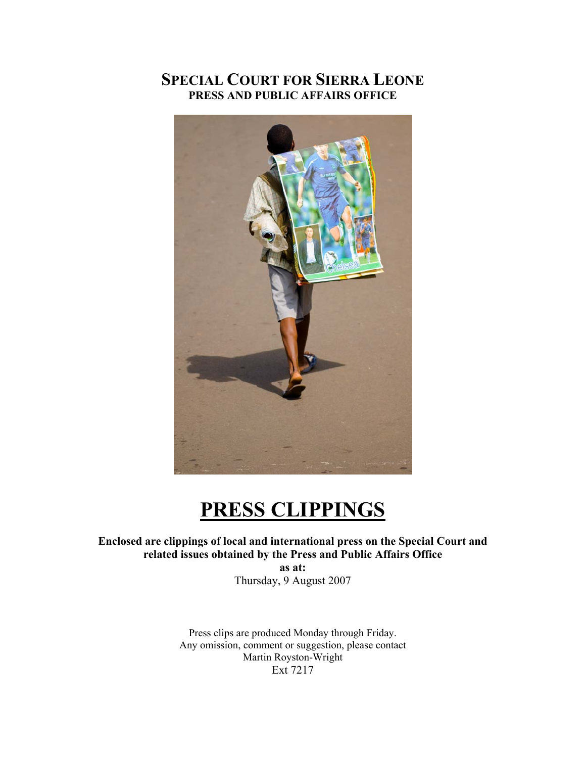# SPECIAL COURT FOR SIERRA LEONE

**PRESS AND PUBLIC AFFAIRS OFFICE**

# PRESS CLIPPINGS

**Enclosed are clippings of local and international press on the Special Court and related issues obtained by the Press and Public Affairs Office**

**as at:**

Thursday, 9 August 2007

Press clips are produced Monday through Friday.
Any omission, comment or suggestion, please contact
Martin Royston-Wright
Ext 7217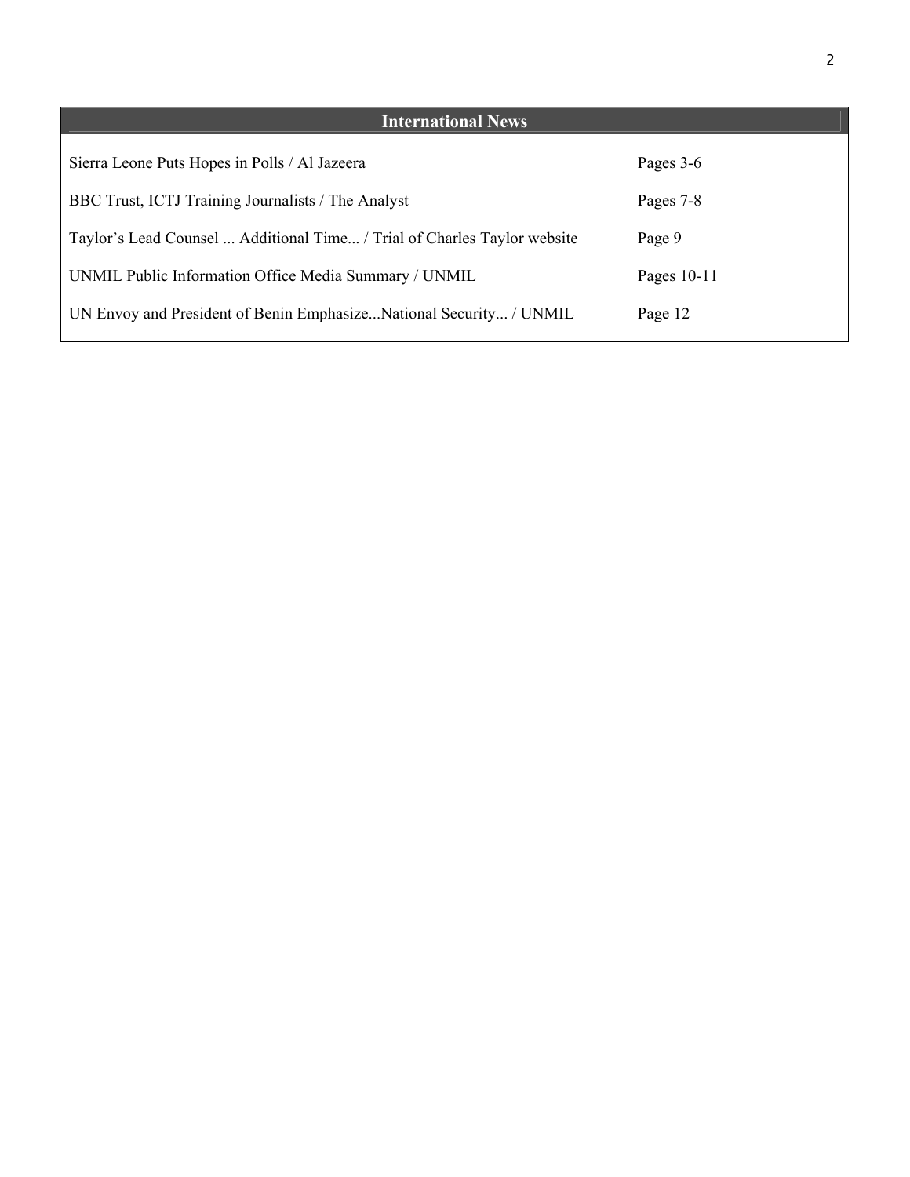## International News

| | |
|---|---|
| Sierra Leone Puts Hopes in Polls / Al Jazeera | Pages 3-6 |
| BBC Trust, ICTJ Training Journalists / The Analyst | Pages 7-8 |
| Taylor's Lead Counsel ... Additional Time... / Trial of Charles Taylor website | Page 9 |
| UNMIL Public Information Office Media Summary / UNMIL | Pages 10-11 |
| UN Envoy and President of Benin Emphasize...National Security... / UNMIL | Page 12 |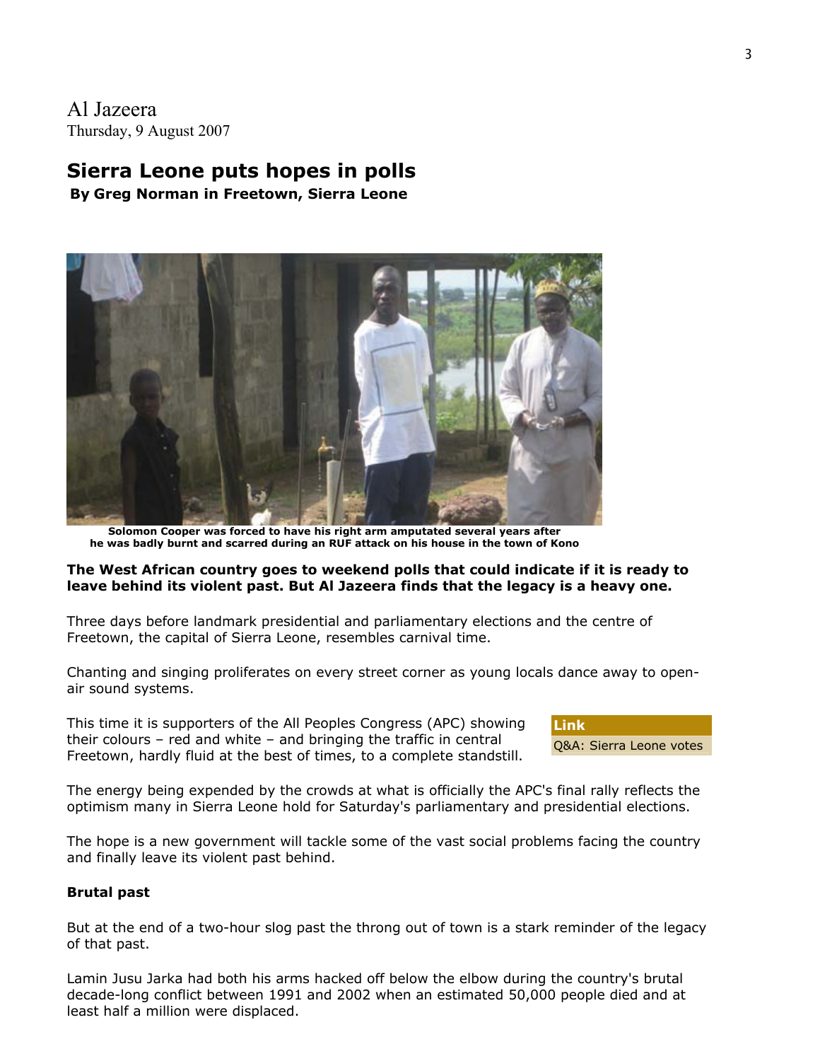Al Jazeera
Thursday, 9 August 2007

# Sierra Leone puts hopes in polls

**By Greg Norman in Freetown, Sierra Leone**

**Solomon Cooper was forced to have his right arm amputated several years after he was badly burnt and scarred during an RUF attack on his house in the town of Kono**

**The West African country goes to weekend polls that could indicate if it is ready to leave behind its violent past. But Al Jazeera finds that the legacy is a heavy one.**

Three days before landmark presidential and parliamentary elections and the centre of Freetown, the capital of Sierra Leone, resembles carnival time.

Chanting and singing proliferates on every street corner as young locals dance away to open-air sound systems.

This time it is supporters of the All Peoples Congress (APC) showing their colours – red and white – and bringing the traffic in central Freetown, hardly fluid at the best of times, to a complete standstill.

**Link**
Q&A: Sierra Leone votes

The energy being expended by the crowds at what is officially the APC's final rally reflects the optimism many in Sierra Leone hold for Saturday's parliamentary and presidential elections.

The hope is a new government will tackle some of the vast social problems facing the country and finally leave its violent past behind.

**Brutal past**

But at the end of a two-hour slog past the throng out of town is a stark reminder of the legacy of that past.

Lamin Jusu Jarka had both his arms hacked off below the elbow during the country's brutal decade-long conflict between 1991 and 2002 when an estimated 50,000 people died and at least half a million were displaced.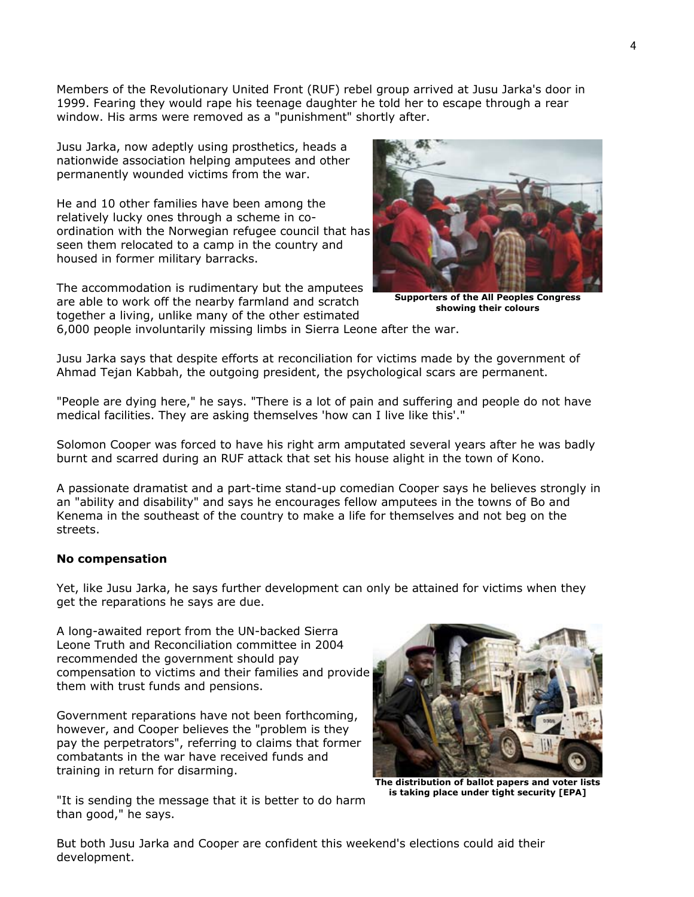Members of the Revolutionary United Front (RUF) rebel group arrived at Jusu Jarka's door in 1999. Fearing they would rape his teenage daughter he told her to escape through a rear window. His arms were removed as a "punishment" shortly after.

Jusu Jarka, now adeptly using prosthetics, heads a nationwide association helping amputees and other permanently wounded victims from the war.

He and 10 other families have been among the relatively lucky ones through a scheme in co-ordination with the Norwegian refugee council that has seen them relocated to a camp in the country and housed in former military barracks.

The accommodation is rudimentary but the amputees are able to work off the nearby farmland and scratch together a living, unlike many of the other estimated 6,000 people involuntarily missing limbs in Sierra Leone after the war.

**Supporters of the All Peoples Congress showing their colours**

Jusu Jarka says that despite efforts at reconciliation for victims made by the government of Ahmad Tejan Kabbah, the outgoing president, the psychological scars are permanent.

"People are dying here," he says. "There is a lot of pain and suffering and people do not have medical facilities. They are asking themselves 'how can I live like this'."

Solomon Cooper was forced to have his right arm amputated several years after he was badly burnt and scarred during an RUF attack that set his house alight in the town of Kono.

A passionate dramatist and a part-time stand-up comedian Cooper says he believes strongly in an "ability and disability" and says he encourages fellow amputees in the towns of Bo and Kenema in the southeast of the country to make a life for themselves and not beg on the streets.

**No compensation**

Yet, like Jusu Jarka, he says further development can only be attained for victims when they get the reparations he says are due.

A long-awaited report from the UN-backed Sierra Leone Truth and Reconciliation committee in 2004 recommended the government should pay compensation to victims and their families and provide them with trust funds and pensions.

Government reparations have not been forthcoming, however, and Cooper believes the "problem is they pay the perpetrators", referring to claims that former combatants in the war have received funds and training in return for disarming.

"It is sending the message that it is better to do harm than good," he says.

**The distribution of ballot papers and voter lists is taking place under tight security [EPA]**

But both Jusu Jarka and Cooper are confident this weekend's elections could aid their development.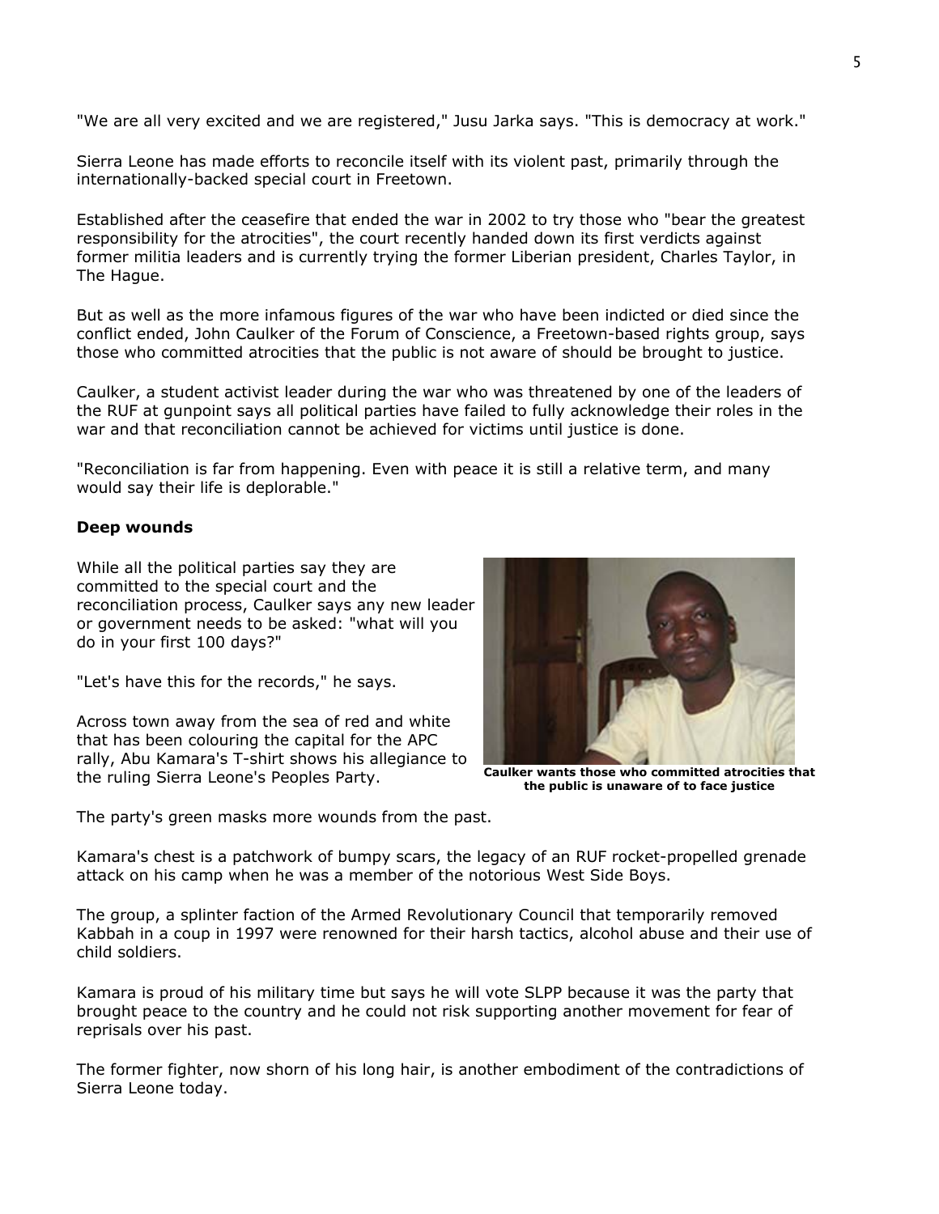"We are all very excited and we are registered," Jusu Jarka says. "This is democracy at work."

Sierra Leone has made efforts to reconcile itself with its violent past, primarily through the internationally-backed special court in Freetown.

Established after the ceasefire that ended the war in 2002 to try those who "bear the greatest responsibility for the atrocities", the court recently handed down its first verdicts against former militia leaders and is currently trying the former Liberian president, Charles Taylor, in The Hague.

But as well as the more infamous figures of the war who have been indicted or died since the conflict ended, John Caulker of the Forum of Conscience, a Freetown-based rights group, says those who committed atrocities that the public is not aware of should be brought to justice.

Caulker, a student activist leader during the war who was threatened by one of the leaders of the RUF at gunpoint says all political parties have failed to fully acknowledge their roles in the war and that reconciliation cannot be achieved for victims until justice is done.

"Reconciliation is far from happening. Even with peace it is still a relative term, and many would say their life is deplorable."

**Deep wounds**

While all the political parties say they are committed to the special court and the reconciliation process, Caulker says any new leader or government needs to be asked: "what will you do in your first 100 days?"

"Let's have this for the records," he says.

Across town away from the sea of red and white that has been colouring the capital for the APC rally, Abu Kamara's T-shirt shows his allegiance to the ruling Sierra Leone's Peoples Party.

**Caulker wants those who committed atrocities that the public is unaware of to face justice**

The party's green masks more wounds from the past.

Kamara's chest is a patchwork of bumpy scars, the legacy of an RUF rocket-propelled grenade attack on his camp when he was a member of the notorious West Side Boys.

The group, a splinter faction of the Armed Revolutionary Council that temporarily removed Kabbah in a coup in 1997 were renowned for their harsh tactics, alcohol abuse and their use of child soldiers.

Kamara is proud of his military time but says he will vote SLPP because it was the party that brought peace to the country and he could not risk supporting another movement for fear of reprisals over his past.

The former fighter, now shorn of his long hair, is another embodiment of the contradictions of Sierra Leone today.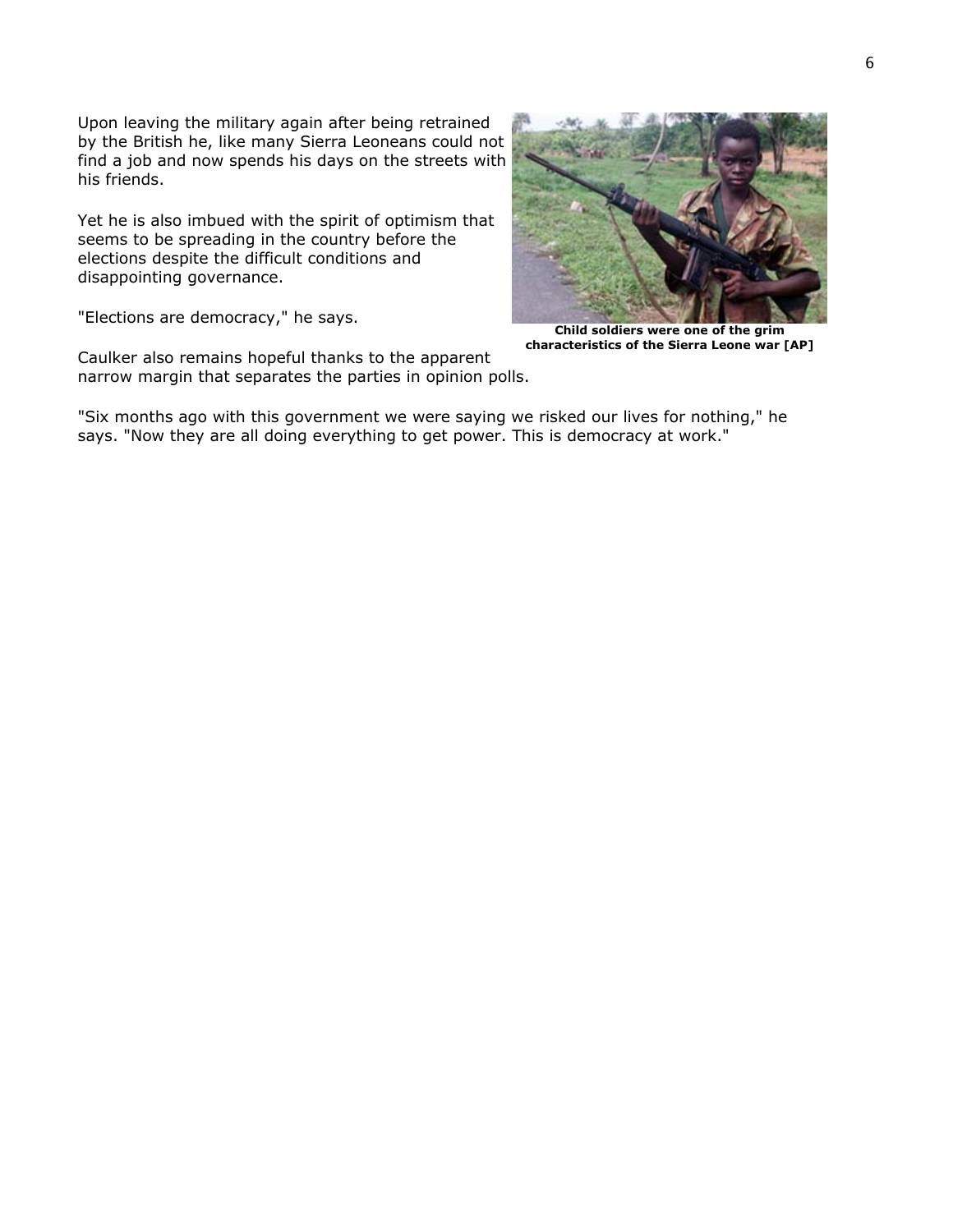Upon leaving the military again after being retrained by the British he, like many Sierra Leoneans could not find a job and now spends his days on the streets with his friends.

Yet he is also imbued with the spirit of optimism that seems to be spreading in the country before the elections despite the difficult conditions and disappointing governance.

"Elections are democracy," he says.

**Child soldiers were one of the grim characteristics of the Sierra Leone war [AP]**

Caulker also remains hopeful thanks to the apparent narrow margin that separates the parties in opinion polls.

"Six months ago with this government we were saying we risked our lives for nothing," he says. "Now they are all doing everything to get power. This is democracy at work."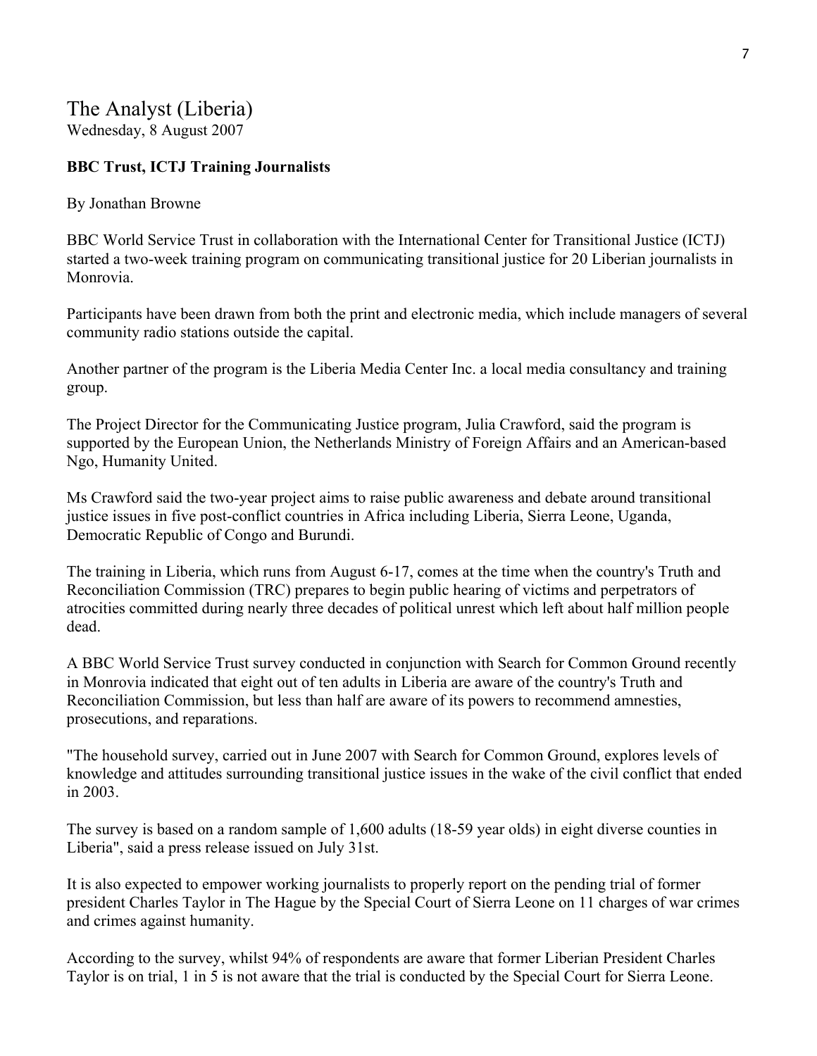# The Analyst (Liberia)

Wednesday, 8 August 2007

**BBC Trust, ICTJ Training Journalists**

By Jonathan Browne

BBC World Service Trust in collaboration with the International Center for Transitional Justice (ICTJ) started a two-week training program on communicating transitional justice for 20 Liberian journalists in Monrovia.

Participants have been drawn from both the print and electronic media, which include managers of several community radio stations outside the capital.

Another partner of the program is the Liberia Media Center Inc. a local media consultancy and training group.

The Project Director for the Communicating Justice program, Julia Crawford, said the program is supported by the European Union, the Netherlands Ministry of Foreign Affairs and an American-based Ngo, Humanity United.

Ms Crawford said the two-year project aims to raise public awareness and debate around transitional justice issues in five post-conflict countries in Africa including Liberia, Sierra Leone, Uganda, Democratic Republic of Congo and Burundi.

The training in Liberia, which runs from August 6-17, comes at the time when the country's Truth and Reconciliation Commission (TRC) prepares to begin public hearing of victims and perpetrators of atrocities committed during nearly three decades of political unrest which left about half million people dead.

A BBC World Service Trust survey conducted in conjunction with Search for Common Ground recently in Monrovia indicated that eight out of ten adults in Liberia are aware of the country's Truth and Reconciliation Commission, but less than half are aware of its powers to recommend amnesties, prosecutions, and reparations.

"The household survey, carried out in June 2007 with Search for Common Ground, explores levels of knowledge and attitudes surrounding transitional justice issues in the wake of the civil conflict that ended in 2003.

The survey is based on a random sample of 1,600 adults (18-59 year olds) in eight diverse counties in Liberia", said a press release issued on July 31st.

It is also expected to empower working journalists to properly report on the pending trial of former president Charles Taylor in The Hague by the Special Court of Sierra Leone on 11 charges of war crimes and crimes against humanity.

According to the survey, whilst 94% of respondents are aware that former Liberian President Charles Taylor is on trial, 1 in 5 is not aware that the trial is conducted by the Special Court for Sierra Leone.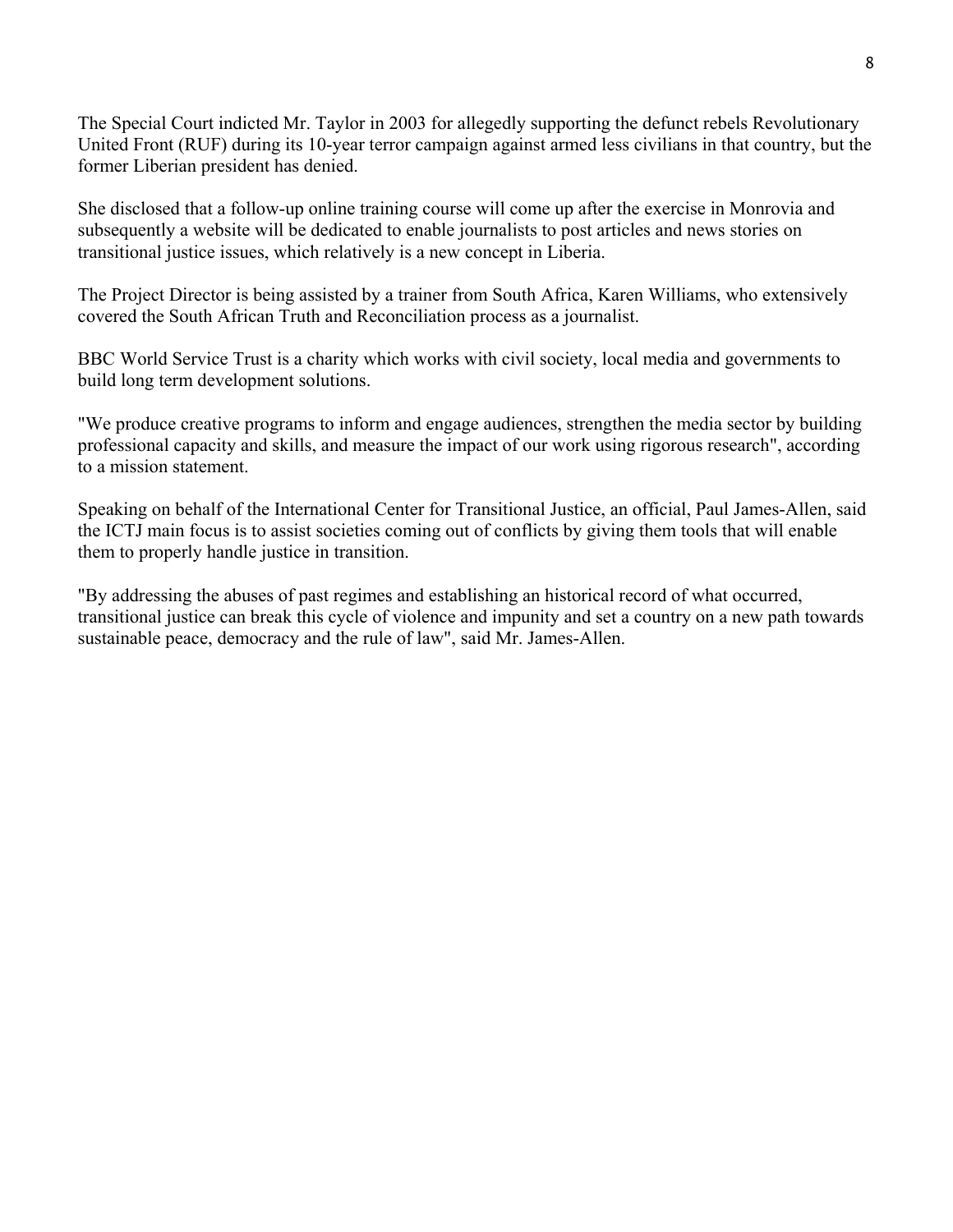The Special Court indicted Mr. Taylor in 2003 for allegedly supporting the defunct rebels Revolutionary United Front (RUF) during its 10-year terror campaign against armed less civilians in that country, but the former Liberian president has denied.

She disclosed that a follow-up online training course will come up after the exercise in Monrovia and subsequently a website will be dedicated to enable journalists to post articles and news stories on transitional justice issues, which relatively is a new concept in Liberia.

The Project Director is being assisted by a trainer from South Africa, Karen Williams, who extensively covered the South African Truth and Reconciliation process as a journalist.

BBC World Service Trust is a charity which works with civil society, local media and governments to build long term development solutions.

"We produce creative programs to inform and engage audiences, strengthen the media sector by building professional capacity and skills, and measure the impact of our work using rigorous research", according to a mission statement.

Speaking on behalf of the International Center for Transitional Justice, an official, Paul James-Allen, said the ICTJ main focus is to assist societies coming out of conflicts by giving them tools that will enable them to properly handle justice in transition.

"By addressing the abuses of past regimes and establishing an historical record of what occurred, transitional justice can break this cycle of violence and impunity and set a country on a new path towards sustainable peace, democracy and the rule of law", said Mr. James-Allen.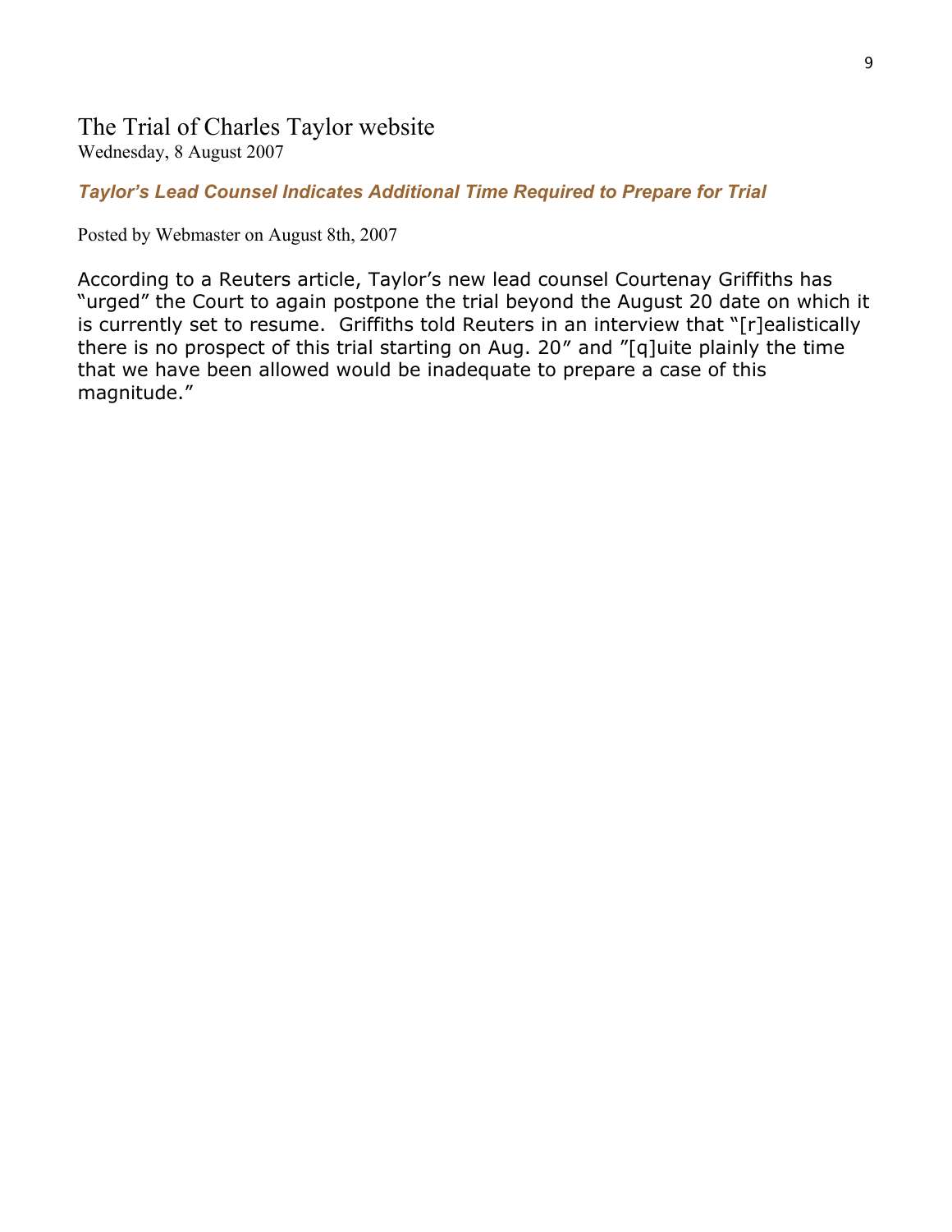## The Trial of Charles Taylor website

Wednesday, 8 August 2007

### *Taylor's Lead Counsel Indicates Additional Time Required to Prepare for Trial*

Posted by Webmaster on August 8th, 2007

According to a Reuters article, Taylor's new lead counsel Courtenay Griffiths has "urged" the Court to again postpone the trial beyond the August 20 date on which it is currently set to resume. Griffiths told Reuters in an interview that "[r]ealistically there is no prospect of this trial starting on Aug. 20" and "[q]uite plainly the time that we have been allowed would be inadequate to prepare a case of this magnitude."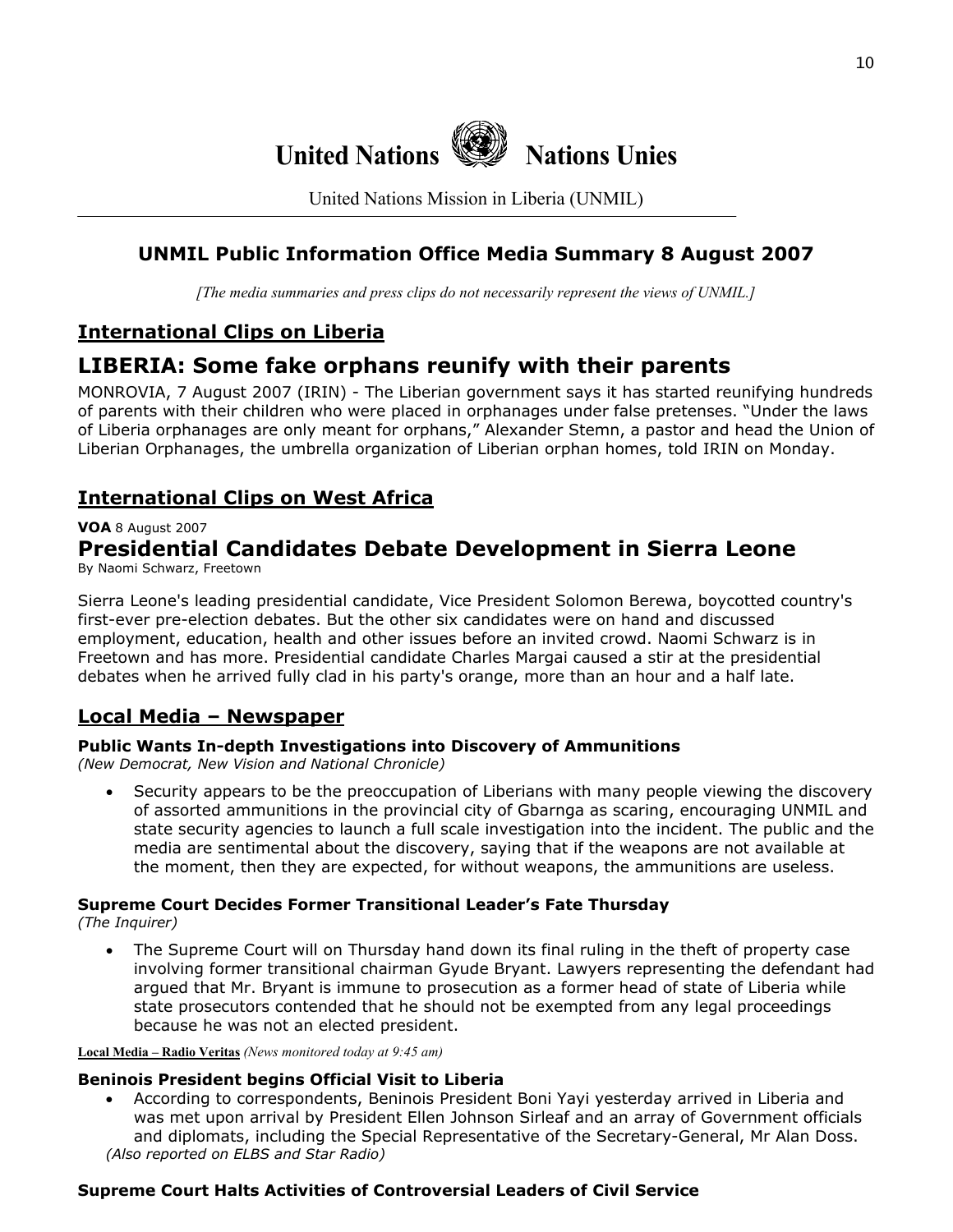**United Nations** **Nations Unies**

United Nations Mission in Liberia (UNMIL)

---

## UNMIL Public Information Office Media Summary 8 August 2007

*[The media summaries and press clips do not necessarily represent the views of UNMIL.]*

## International Clips on Liberia

# LIBERIA: Some fake orphans reunify with their parents

MONROVIA, 7 August 2007 (IRIN) - The Liberian government says it has started reunifying hundreds of parents with their children who were placed in orphanages under false pretenses. "Under the laws of Liberia orphanages are only meant for orphans," Alexander Stemn, a pastor and head the Union of Liberian Orphanages, the umbrella organization of Liberian orphan homes, told IRIN on Monday.

## International Clips on West Africa

**VOA** 8 August 2007

# Presidential Candidates Debate Development in Sierra Leone

By Naomi Schwarz, Freetown

Sierra Leone's leading presidential candidate, Vice President Solomon Berewa, boycotted country's first-ever pre-election debates. But the other six candidates were on hand and discussed employment, education, health and other issues before an invited crowd. Naomi Schwarz is in Freetown and has more. Presidential candidate Charles Margai caused a stir at the presidential debates when he arrived fully clad in his party's orange, more than an hour and a half late.

## Local Media – Newspaper

### Public Wants In-depth Investigations into Discovery of Ammunitions

*(New Democrat, New Vision and National Chronicle)*

- Security appears to be the preoccupation of Liberians with many people viewing the discovery of assorted ammunitions in the provincial city of Gbarnga as scaring, encouraging UNMIL and state security agencies to launch a full scale investigation into the incident. The public and the media are sentimental about the discovery, saying that if the weapons are not available at the moment, then they are expected, for without weapons, the ammunitions are useless.

### Supreme Court Decides Former Transitional Leader's Fate Thursday

*(The Inquirer)*

- The Supreme Court will on Thursday hand down its final ruling in the theft of property case involving former transitional chairman Gyude Bryant. Lawyers representing the defendant had argued that Mr. Bryant is immune to prosecution as a former head of state of Liberia while state prosecutors contended that he should not be exempted from any legal proceedings because he was not an elected president.

**Local Media – Radio Veritas** *(News monitored today at 9:45 am)*

### Beninois President begins Official Visit to Liberia

- According to correspondents, Beninois President Boni Yayi yesterday arrived in Liberia and was met upon arrival by President Ellen Johnson Sirleaf and an array of Government officials and diplomats, including the Special Representative of the Secretary-General, Mr Alan Doss.

*(Also reported on ELBS and Star Radio)*

### Supreme Court Halts Activities of Controversial Leaders of Civil Service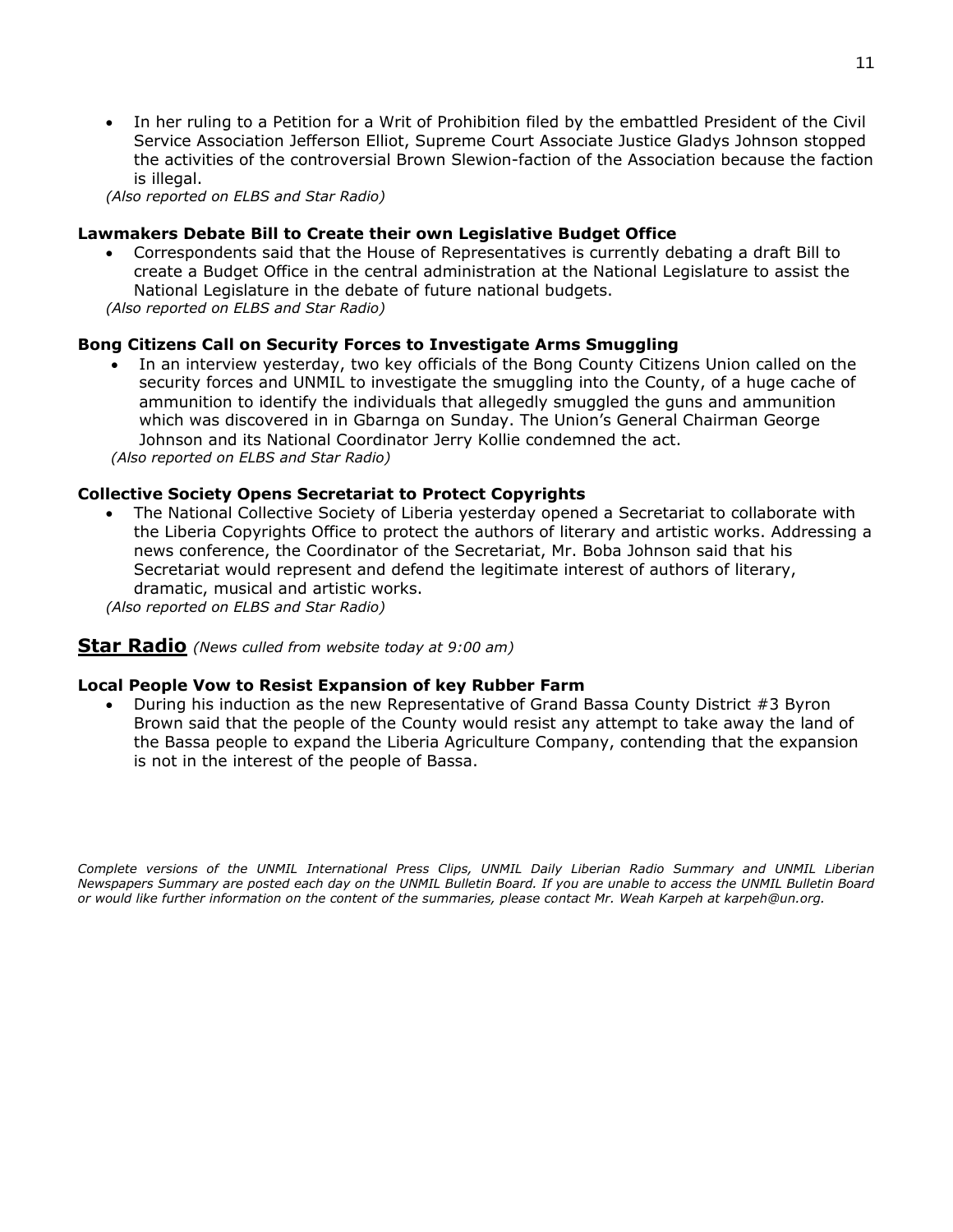- In her ruling to a Petition for a Writ of Prohibition filed by the embattled President of the Civil Service Association Jefferson Elliot, Supreme Court Associate Justice Gladys Johnson stopped the activities of the controversial Brown Slewion-faction of the Association because the faction is illegal.

*(Also reported on ELBS and Star Radio)*

**Lawmakers Debate Bill to Create their own Legislative Budget Office**

- Correspondents said that the House of Representatives is currently debating a draft Bill to create a Budget Office in the central administration at the National Legislature to assist the National Legislature in the debate of future national budgets.

*(Also reported on ELBS and Star Radio)*

**Bong Citizens Call on Security Forces to Investigate Arms Smuggling**

- In an interview yesterday, two key officials of the Bong County Citizens Union called on the security forces and UNMIL to investigate the smuggling into the County, of a huge cache of ammunition to identify the individuals that allegedly smuggled the guns and ammunition which was discovered in in Gbarnga on Sunday. The Union's General Chairman George Johnson and its National Coordinator Jerry Kollie condemned the act.

*(Also reported on ELBS and Star Radio)*

**Collective Society Opens Secretariat to Protect Copyrights**

- The National Collective Society of Liberia yesterday opened a Secretariat to collaborate with the Liberia Copyrights Office to protect the authors of literary and artistic works. Addressing a news conference, the Coordinator of the Secretariat, Mr. Boba Johnson said that his Secretariat would represent and defend the legitimate interest of authors of literary, dramatic, musical and artistic works.

*(Also reported on ELBS and Star Radio)*

## Star Radio *(News culled from website today at 9:00 am)*

**Local People Vow to Resist Expansion of key Rubber Farm**

- During his induction as the new Representative of Grand Bassa County District #3 Byron Brown said that the people of the County would resist any attempt to take away the land of the Bassa people to expand the Liberia Agriculture Company, contending that the expansion is not in the interest of the people of Bassa.

*Complete versions of the UNMIL International Press Clips, UNMIL Daily Liberian Radio Summary and UNMIL Liberian Newspapers Summary are posted each day on the UNMIL Bulletin Board. If you are unable to access the UNMIL Bulletin Board or would like further information on the content of the summaries, please contact Mr. Weah Karpeh at karpeh@un.org.*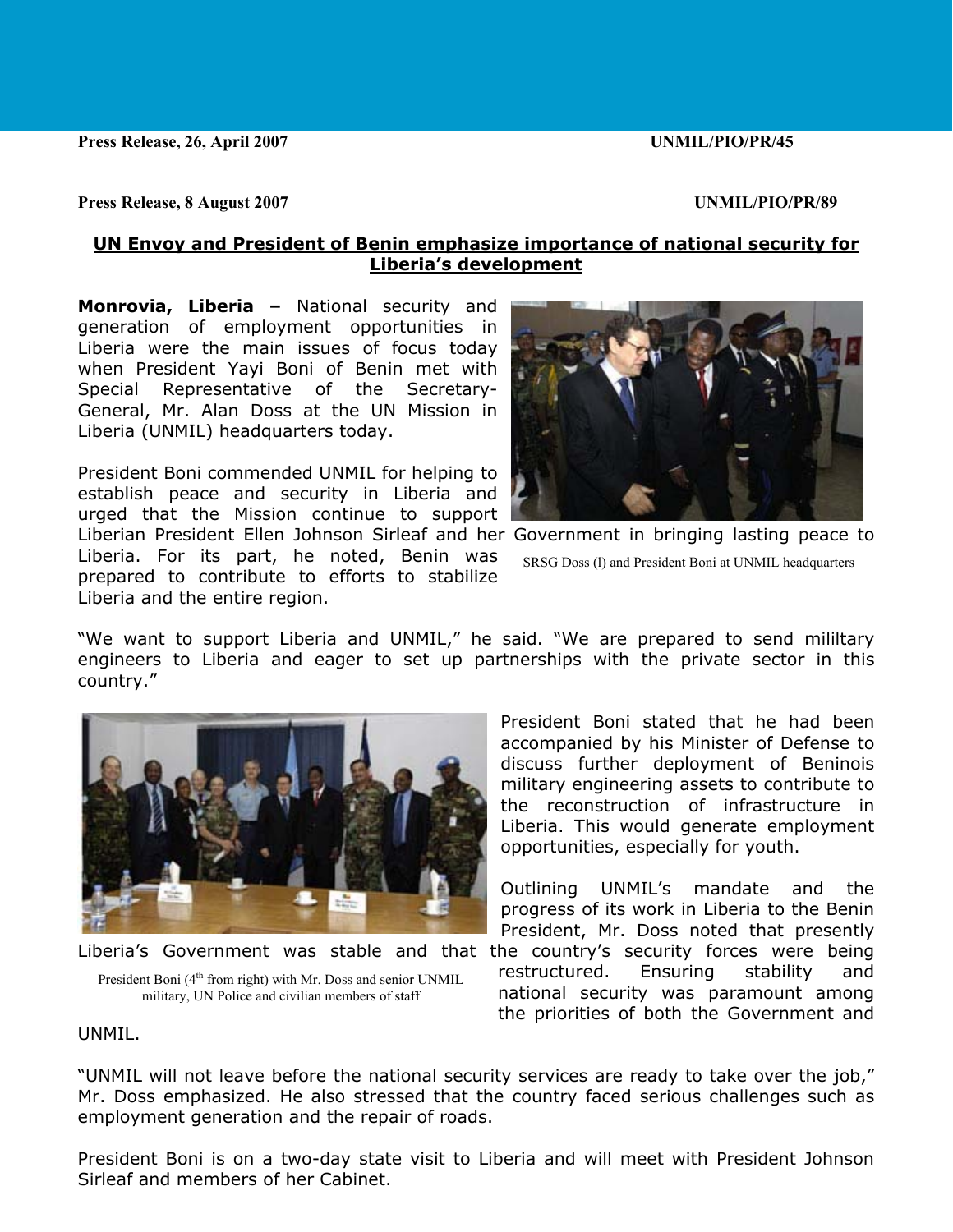Press Release, 26, April 2007 UNMIL/PIO/PR/45

Press Release, 8 August 2007 UNMIL/PIO/PR/89

## UN Envoy and President of Benin emphasize importance of national security for Liberia's development

**Monrovia, Liberia –** National security and generation of employment opportunities in Liberia were the main issues of focus today when President Yayi Boni of Benin met with Special Representative of the Secretary-General, Mr. Alan Doss at the UN Mission in Liberia (UNMIL) headquarters today.

President Boni commended UNMIL for helping to establish peace and security in Liberia and urged that the Mission continue to support Liberian President Ellen Johnson Sirleaf and her Government in bringing lasting peace to Liberia. For its part, he noted, Benin was prepared to contribute to efforts to stabilize Liberia and the entire region.

SRSG Doss (l) and President Boni at UNMIL headquarters

"We want to support Liberia and UNMIL," he said. "We are prepared to send mililtary engineers to Liberia and eager to set up partnerships with the private sector in this country."

President Boni stated that he had been accompanied by his Minister of Defense to discuss further deployment of Beninois military engineering assets to contribute to the reconstruction of infrastructure in Liberia. This would generate employment opportunities, especially for youth.

Outlining UNMIL's mandate and the progress of its work in Liberia to the Benin President, Mr. Doss noted that presently Liberia's Government was stable and that the country's security forces were being restructured. Ensuring stability and national security was paramount among the priorities of both the Government and UNMIL.

President Boni (4th from right) with Mr. Doss and senior UNMIL military, UN Police and civilian members of staff

"UNMIL will not leave before the national security services are ready to take over the job," Mr. Doss emphasized. He also stressed that the country faced serious challenges such as employment generation and the repair of roads.

President Boni is on a two-day state visit to Liberia and will meet with President Johnson Sirleaf and members of her Cabinet.